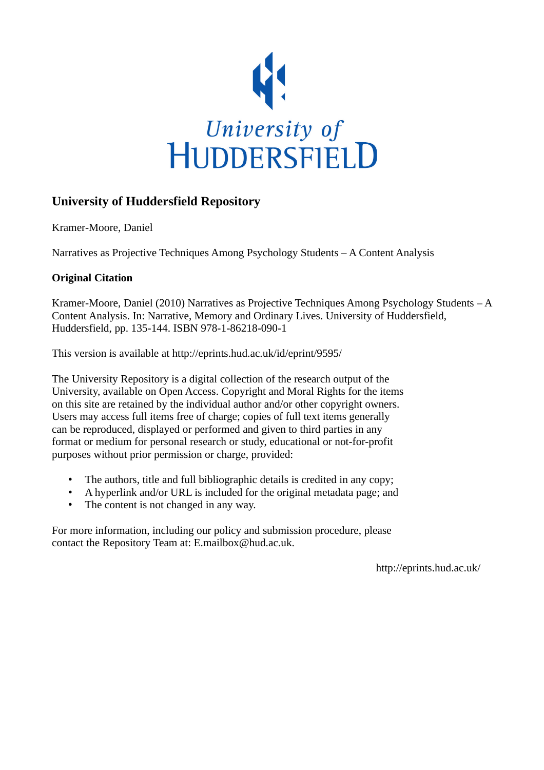University of
HUDDERSFIELD

## University of Huddersfield Repository

Kramer-Moore, Daniel

Narratives as Projective Techniques Among Psychology Students – A Content Analysis

### Original Citation

Kramer-Moore, Daniel (2010) Narratives as Projective Techniques Among Psychology Students – A Content Analysis. In: Narrative, Memory and Ordinary Lives. University of Huddersfield, Huddersfield, pp. 135-144. ISBN 978-1-86218-090-1

This version is available at http://eprints.hud.ac.uk/id/eprint/9595/

The University Repository is a digital collection of the research output of the University, available on Open Access. Copyright and Moral Rights for the items on this site are retained by the individual author and/or other copyright owners. Users may access full items free of charge; copies of full text items generally can be reproduced, displayed or performed and given to third parties in any format or medium for personal research or study, educational or not-for-profit purposes without prior permission or charge, provided:

- The authors, title and full bibliographic details is credited in any copy;
- A hyperlink and/or URL is included for the original metadata page; and
- The content is not changed in any way.

For more information, including our policy and submission procedure, please contact the Repository Team at: E.mailbox@hud.ac.uk.

http://eprints.hud.ac.uk/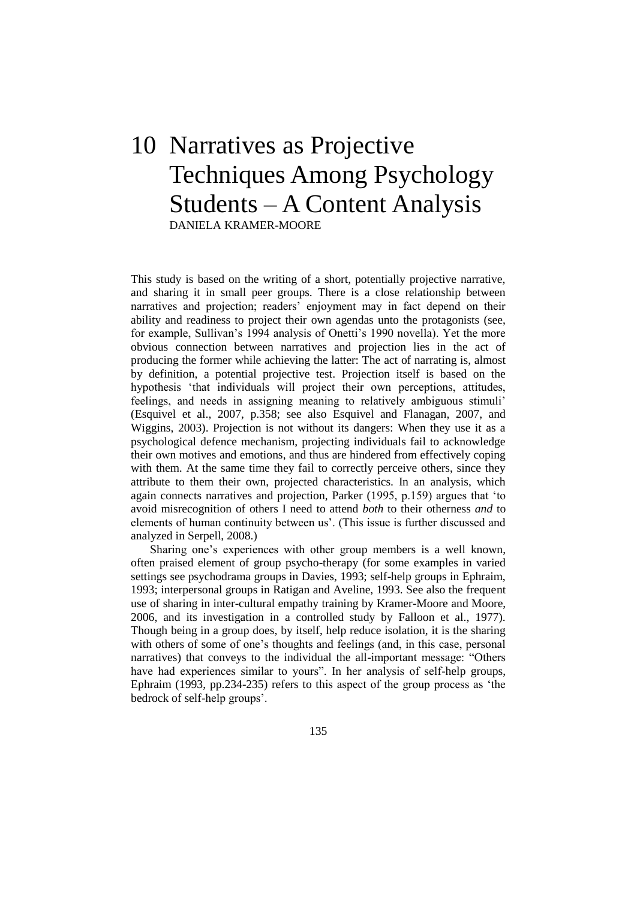# 10 Narratives as Projective Techniques Among Psychology Students – A Content Analysis

DANIELA KRAMER-MOORE

This study is based on the writing of a short, potentially projective narrative, and sharing it in small peer groups. There is a close relationship between narratives and projection; readers' enjoyment may in fact depend on their ability and readiness to project their own agendas unto the protagonists (see, for example, Sullivan's 1994 analysis of Onetti's 1990 novella). Yet the more obvious connection between narratives and projection lies in the act of producing the former while achieving the latter: The act of narrating is, almost by definition, a potential projective test. Projection itself is based on the hypothesis 'that individuals will project their own perceptions, attitudes, feelings, and needs in assigning meaning to relatively ambiguous stimuli' (Esquivel et al., 2007, p.358; see also Esquivel and Flanagan, 2007, and Wiggins, 2003). Projection is not without its dangers: When they use it as a psychological defence mechanism, projecting individuals fail to acknowledge their own motives and emotions, and thus are hindered from effectively coping with them. At the same time they fail to correctly perceive others, since they attribute to them their own, projected characteristics. In an analysis, which again connects narratives and projection, Parker (1995, p.159) argues that 'to avoid misrecognition of others I need to attend *both* to their otherness *and* to elements of human continuity between us'. (This issue is further discussed and analyzed in Serpell, 2008.)

Sharing one's experiences with other group members is a well known, often praised element of group psycho-therapy (for some examples in varied settings see psychodrama groups in Davies, 1993; self-help groups in Ephraim, 1993; interpersonal groups in Ratigan and Aveline, 1993. See also the frequent use of sharing in inter-cultural empathy training by Kramer-Moore and Moore, 2006, and its investigation in a controlled study by Falloon et al., 1977). Though being in a group does, by itself, help reduce isolation, it is the sharing with others of some of one's thoughts and feelings (and, in this case, personal narratives) that conveys to the individual the all-important message: "Others have had experiences similar to yours". In her analysis of self-help groups, Ephraim (1993, pp.234-235) refers to this aspect of the group process as 'the bedrock of self-help groups'.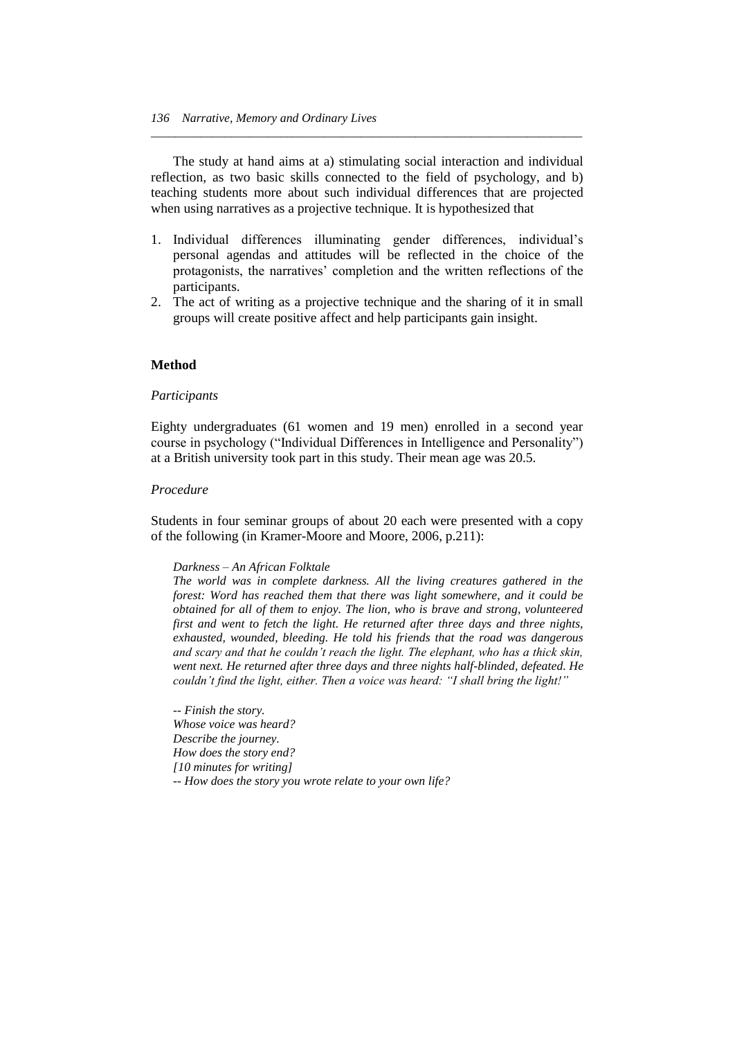The study at hand aims at a) stimulating social interaction and individual reflection, as two basic skills connected to the field of psychology, and b) teaching students more about such individual differences that are projected when using narratives as a projective technique. It is hypothesized that

1. Individual differences illuminating gender differences, individual's personal agendas and attitudes will be reflected in the choice of the protagonists, the narratives' completion and the written reflections of the participants.
2. The act of writing as a projective technique and the sharing of it in small groups will create positive affect and help participants gain insight.

## Method

### *Participants*

Eighty undergraduates (61 women and 19 men) enrolled in a second year course in psychology ("Individual Differences in Intelligence and Personality") at a British university took part in this study. Their mean age was 20.5.

### *Procedure*

Students in four seminar groups of about 20 each were presented with a copy of the following (in Kramer-Moore and Moore, 2006, p.211):

> *Darkness – An African Folktale*
> *The world was in complete darkness. All the living creatures gathered in the forest: Word has reached them that there was light somewhere, and it could be obtained for all of them to enjoy. The lion, who is brave and strong, volunteered first and went to fetch the light. He returned after three days and three nights, exhausted, wounded, bleeding. He told his friends that the road was dangerous and scary and that he couldn't reach the light. The elephant, who has a thick skin, went next. He returned after three days and three nights half-blinded, defeated. He couldn't find the light, either. Then a voice was heard: "I shall bring the light!"*
>
> *-- Finish the story.*
> *Whose voice was heard?*
> *Describe the journey.*
> *How does the story end?*
> *[10 minutes for writing]*
> *-- How does the story you wrote relate to your own life?*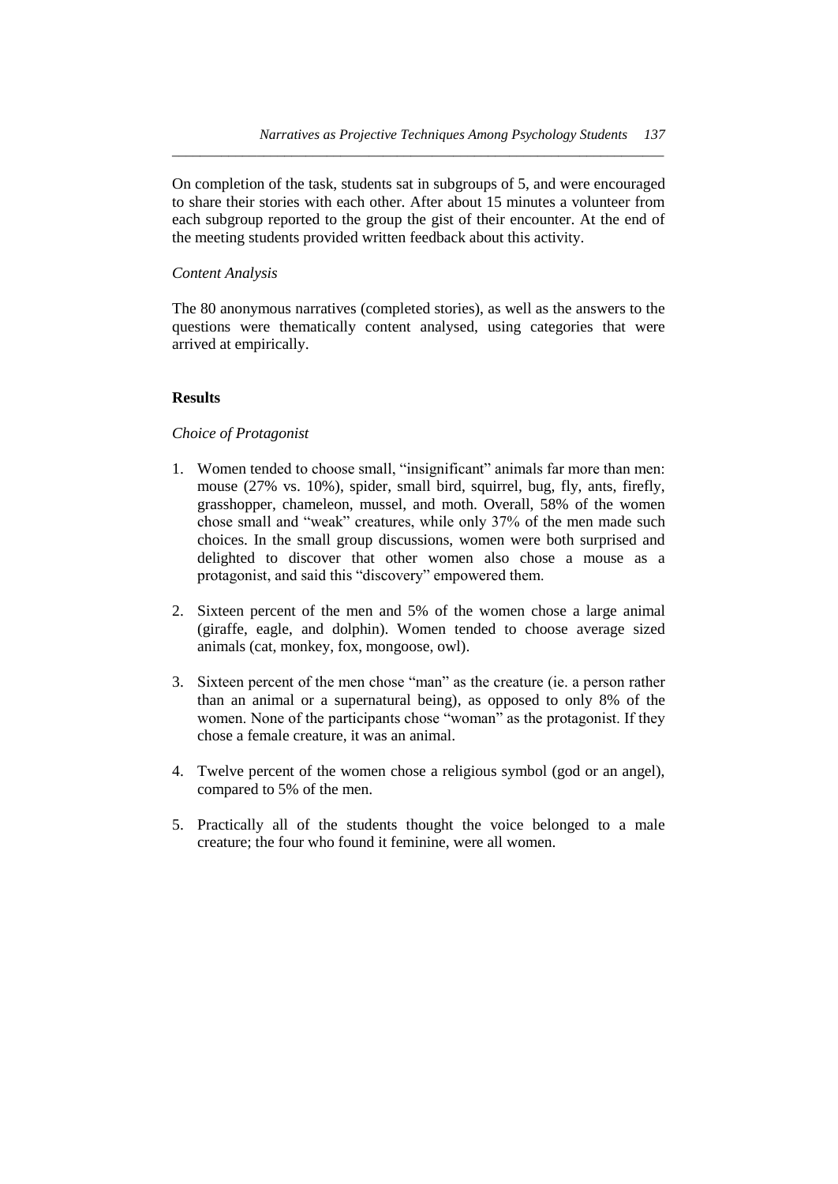On completion of the task, students sat in subgroups of 5, and were encouraged to share their stories with each other. After about 15 minutes a volunteer from each subgroup reported to the group the gist of their encounter. At the end of the meeting students provided written feedback about this activity.

*Content Analysis*

The 80 anonymous narratives (completed stories), as well as the answers to the questions were thematically content analysed, using categories that were arrived at empirically.

## Results

*Choice of Protagonist*

1. Women tended to choose small, "insignificant" animals far more than men: mouse (27% vs. 10%), spider, small bird, squirrel, bug, fly, ants, firefly, grasshopper, chameleon, mussel, and moth. Overall, 58% of the women chose small and "weak" creatures, while only 37% of the men made such choices. In the small group discussions, women were both surprised and delighted to discover that other women also chose a mouse as a protagonist, and said this "discovery" empowered them.

2. Sixteen percent of the men and 5% of the women chose a large animal (giraffe, eagle, and dolphin). Women tended to choose average sized animals (cat, monkey, fox, mongoose, owl).

3. Sixteen percent of the men chose "man" as the creature (ie. a person rather than an animal or a supernatural being), as opposed to only 8% of the women. None of the participants chose "woman" as the protagonist. If they chose a female creature, it was an animal.

4. Twelve percent of the women chose a religious symbol (god or an angel), compared to 5% of the men.

5. Practically all of the students thought the voice belonged to a male creature; the four who found it feminine, were all women.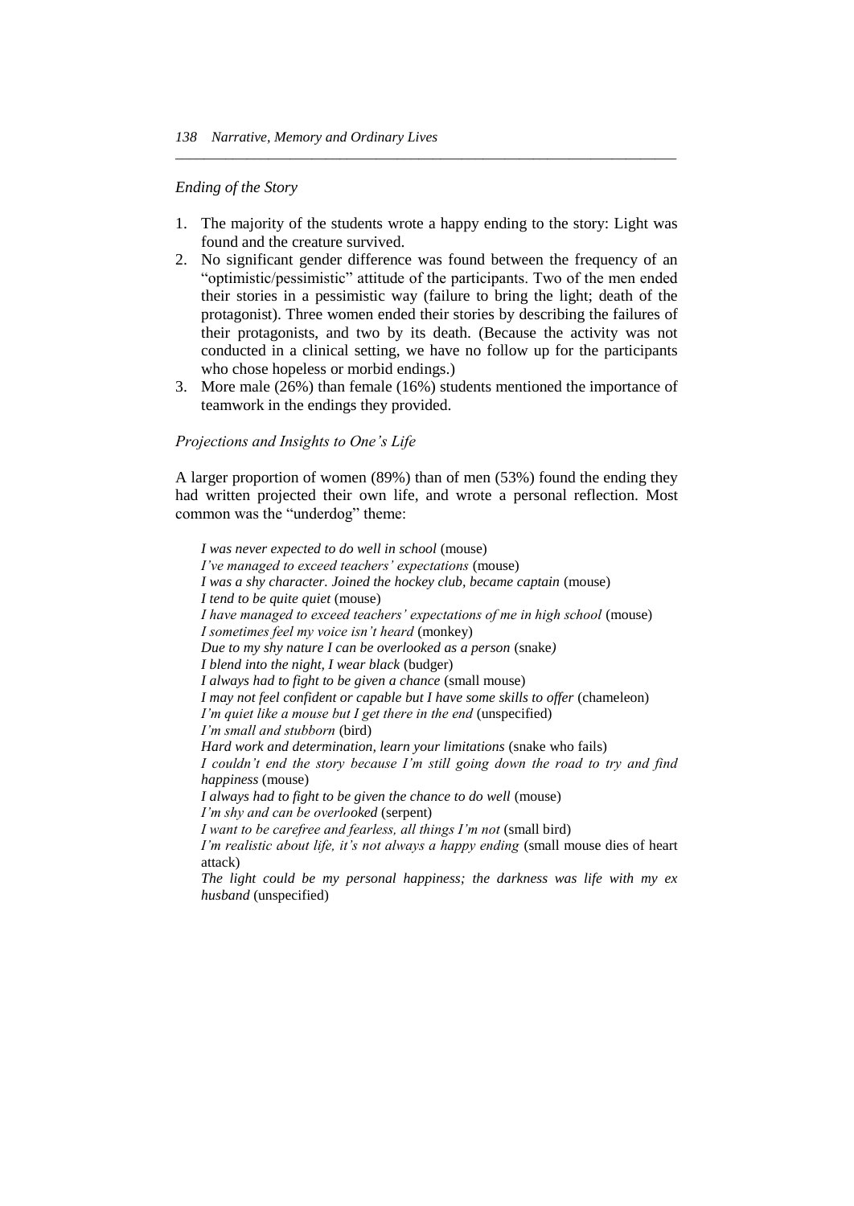*Ending of the Story*

1. The majority of the students wrote a happy ending to the story: Light was found and the creature survived.
2. No significant gender difference was found between the frequency of an "optimistic/pessimistic" attitude of the participants. Two of the men ended their stories in a pessimistic way (failure to bring the light; death of the protagonist). Three women ended their stories by describing the failures of their protagonists, and two by its death. (Because the activity was not conducted in a clinical setting, we have no follow up for the participants who chose hopeless or morbid endings.)
3. More male (26%) than female (16%) students mentioned the importance of teamwork in the endings they provided.

*Projections and Insights to One's Life*

A larger proportion of women (89%) than of men (53%) found the ending they had written projected their own life, and wrote a personal reflection. Most common was the "underdog" theme:

> *I was never expected to do well in school* (mouse)
> *I've managed to exceed teachers' expectations* (mouse)
> *I was a shy character. Joined the hockey club, became captain* (mouse)
> *I tend to be quite quiet* (mouse)
> *I have managed to exceed teachers' expectations of me in high school* (mouse)
> *I sometimes feel my voice isn't heard* (monkey)
> *Due to my shy nature I can be overlooked as a person* (snake)
> *I blend into the night, I wear black* (budger)
> *I always had to fight to be given a chance* (small mouse)
> *I may not feel confident or capable but I have some skills to offer* (chameleon)
> *I'm quiet like a mouse but I get there in the end* (unspecified)
> *I'm small and stubborn* (bird)
> *Hard work and determination, learn your limitations* (snake who fails)
> *I couldn't end the story because I'm still going down the road to try and find happiness* (mouse)
> *I always had to fight to be given the chance to do well* (mouse)
> *I'm shy and can be overlooked* (serpent)
> *I want to be carefree and fearless, all things I'm not* (small bird)
> *I'm realistic about life, it's not always a happy ending* (small mouse dies of heart attack)
> *The light could be my personal happiness; the darkness was life with my ex husband* (unspecified)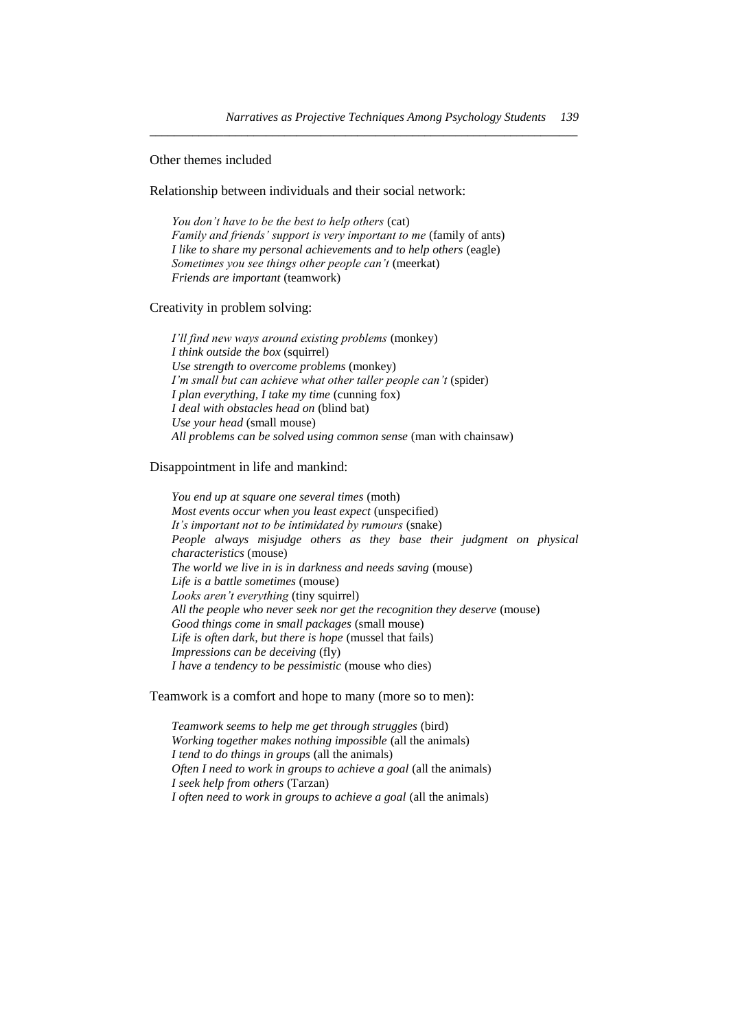Other themes included

Relationship between individuals and their social network:

> *You don't have to be the best to help others* (cat)
> *Family and friends' support is very important to me* (family of ants)
> *I like to share my personal achievements and to help others* (eagle)
> *Sometimes you see things other people can't* (meerkat)
> *Friends are important* (teamwork)

Creativity in problem solving:

> *I'll find new ways around existing problems* (monkey)
> *I think outside the box* (squirrel)
> *Use strength to overcome problems* (monkey)
> *I'm small but can achieve what other taller people can't* (spider)
> *I plan everything, I take my time* (cunning fox)
> *I deal with obstacles head on* (blind bat)
> *Use your head* (small mouse)
> *All problems can be solved using common sense* (man with chainsaw)

Disappointment in life and mankind:

> *You end up at square one several times* (moth)
> *Most events occur when you least expect* (unspecified)
> *It's important not to be intimidated by rumours* (snake)
> *People always misjudge others as they base their judgment on physical characteristics* (mouse)
> *The world we live in is in darkness and needs saving* (mouse)
> *Life is a battle sometimes* (mouse)
> *Looks aren't everything* (tiny squirrel)
> *All the people who never seek nor get the recognition they deserve* (mouse)
> *Good things come in small packages* (small mouse)
> *Life is often dark, but there is hope* (mussel that fails)
> *Impressions can be deceiving* (fly)
> *I have a tendency to be pessimistic* (mouse who dies)

Teamwork is a comfort and hope to many (more so to men):

> *Teamwork seems to help me get through struggles* (bird)
> *Working together makes nothing impossible* (all the animals)
> *I tend to do things in groups* (all the animals)
> *Often I need to work in groups to achieve a goal* (all the animals)
> *I seek help from others* (Tarzan)
> *I often need to work in groups to achieve a goal* (all the animals)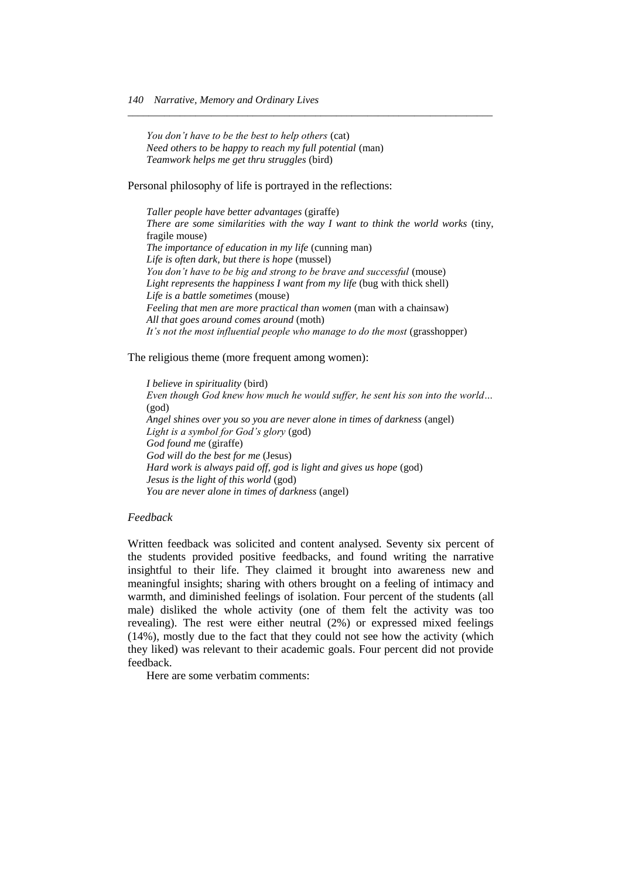*You don't have to be the best to help others* (cat)
*Need others to be happy to reach my full potential* (man)
*Teamwork helps me get thru struggles* (bird)

Personal philosophy of life is portrayed in the reflections:

*Taller people have better advantages* (giraffe)
*There are some similarities with the way I want to think the world works* (tiny, fragile mouse)
*The importance of education in my life* (cunning man)
*Life is often dark, but there is hope* (mussel)
*You don't have to be big and strong to be brave and successful* (mouse)
*Light represents the happiness I want from my life* (bug with thick shell)
*Life is a battle sometimes* (mouse)
*Feeling that men are more practical than women* (man with a chainsaw)
*All that goes around comes around* (moth)
*It's not the most influential people who manage to do the most* (grasshopper)

The religious theme (more frequent among women):

*I believe in spirituality* (bird)
*Even though God knew how much he would suffer, he sent his son into the world…* (god)
*Angel shines over you so you are never alone in times of darkness* (angel)
*Light is a symbol for God's glory* (god)
*God found me* (giraffe)
*God will do the best for me* (Jesus)
*Hard work is always paid off, god is light and gives us hope* (god)
*Jesus is the light of this world* (god)
*You are never alone in times of darkness* (angel)

*Feedback*

Written feedback was solicited and content analysed. Seventy six percent of the students provided positive feedbacks, and found writing the narrative insightful to their life. They claimed it brought into awareness new and meaningful insights; sharing with others brought on a feeling of intimacy and warmth, and diminished feelings of isolation. Four percent of the students (all male) disliked the whole activity (one of them felt the activity was too revealing). The rest were either neutral (2%) or expressed mixed feelings (14%), mostly due to the fact that they could not see how the activity (which they liked) was relevant to their academic goals. Four percent did not provide feedback.

Here are some verbatim comments: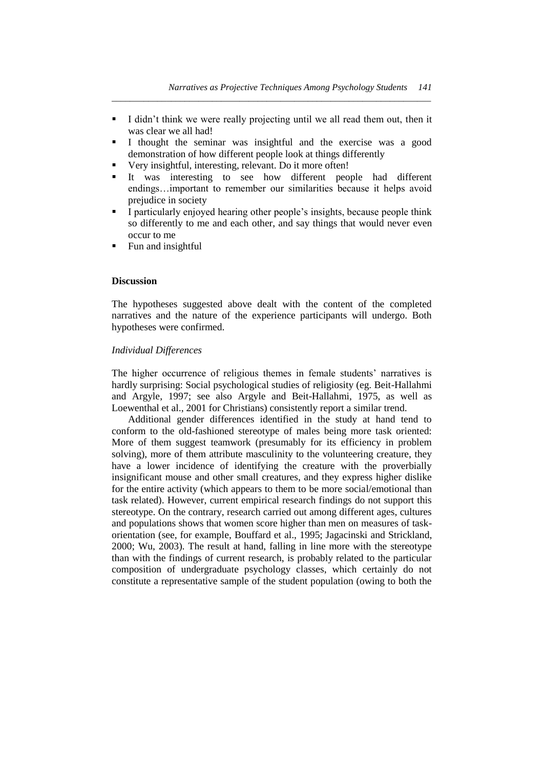- I didn't think we were really projecting until we all read them out, then it was clear we all had!
- I thought the seminar was insightful and the exercise was a good demonstration of how different people look at things differently
- Very insightful, interesting, relevant. Do it more often!
- It was interesting to see how different people had different endings…important to remember our similarities because it helps avoid prejudice in society
- I particularly enjoyed hearing other people's insights, because people think so differently to me and each other, and say things that would never even occur to me
- Fun and insightful

## Discussion

The hypotheses suggested above dealt with the content of the completed narratives and the nature of the experience participants will undergo. Both hypotheses were confirmed.

### *Individual Differences*

The higher occurrence of religious themes in female students' narratives is hardly surprising: Social psychological studies of religiosity (eg. Beit-Hallahmi and Argyle, 1997; see also Argyle and Beit-Hallahmi, 1975, as well as Loewenthal et al., 2001 for Christians) consistently report a similar trend.

Additional gender differences identified in the study at hand tend to conform to the old-fashioned stereotype of males being more task oriented: More of them suggest teamwork (presumably for its efficiency in problem solving), more of them attribute masculinity to the volunteering creature, they have a lower incidence of identifying the creature with the proverbially insignificant mouse and other small creatures, and they express higher dislike for the entire activity (which appears to them to be more social/emotional than task related). However, current empirical research findings do not support this stereotype. On the contrary, research carried out among different ages, cultures and populations shows that women score higher than men on measures of task-orientation (see, for example, Bouffard et al., 1995; Jagacinski and Strickland, 2000; Wu, 2003). The result at hand, falling in line more with the stereotype than with the findings of current research, is probably related to the particular composition of undergraduate psychology classes, which certainly do not constitute a representative sample of the student population (owing to both the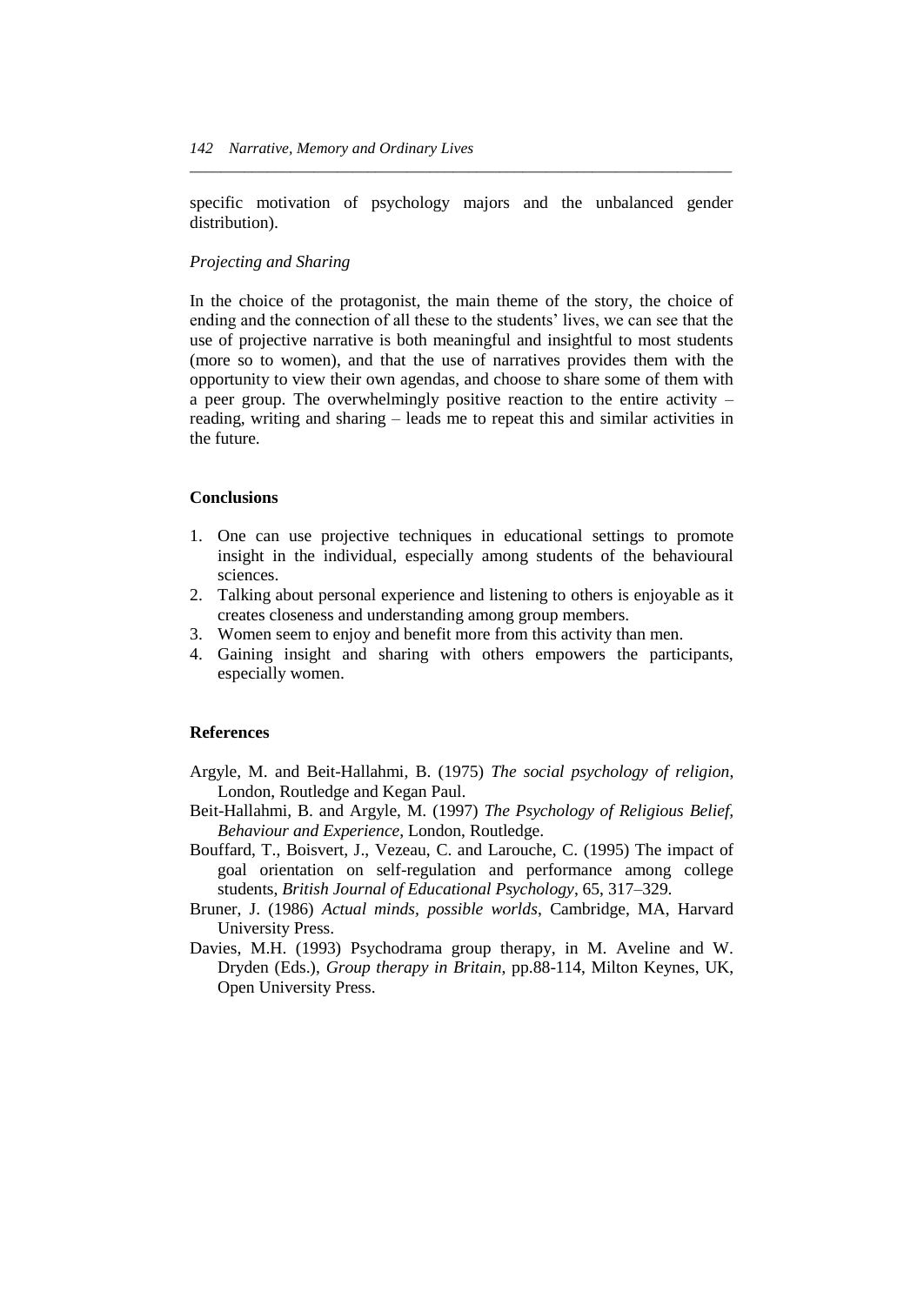specific motivation of psychology majors and the unbalanced gender distribution).

*Projecting and Sharing*

In the choice of the protagonist, the main theme of the story, the choice of ending and the connection of all these to the students' lives, we can see that the use of projective narrative is both meaningful and insightful to most students (more so to women), and that the use of narratives provides them with the opportunity to view their own agendas, and choose to share some of them with a peer group. The overwhelmingly positive reaction to the entire activity – reading, writing and sharing – leads me to repeat this and similar activities in the future.

## Conclusions

1. One can use projective techniques in educational settings to promote insight in the individual, especially among students of the behavioural sciences.
2. Talking about personal experience and listening to others is enjoyable as it creates closeness and understanding among group members.
3. Women seem to enjoy and benefit more from this activity than men.
4. Gaining insight and sharing with others empowers the participants, especially women.

## References

Argyle, M. and Beit-Hallahmi, B. (1975) *The social psychology of religion*, London, Routledge and Kegan Paul.

Beit-Hallahmi, B. and Argyle, M. (1997) *The Psychology of Religious Belief, Behaviour and Experience*, London, Routledge.

Bouffard, T., Boisvert, J., Vezeau, C. and Larouche, C. (1995) The impact of goal orientation on self-regulation and performance among college students, *British Journal of Educational Psychology*, 65, 317–329.

Bruner, J. (1986) *Actual minds, possible worlds*, Cambridge, MA, Harvard University Press.

Davies, M.H. (1993) Psychodrama group therapy, in M. Aveline and W. Dryden (Eds.), *Group therapy in Britain*, pp.88-114, Milton Keynes, UK, Open University Press.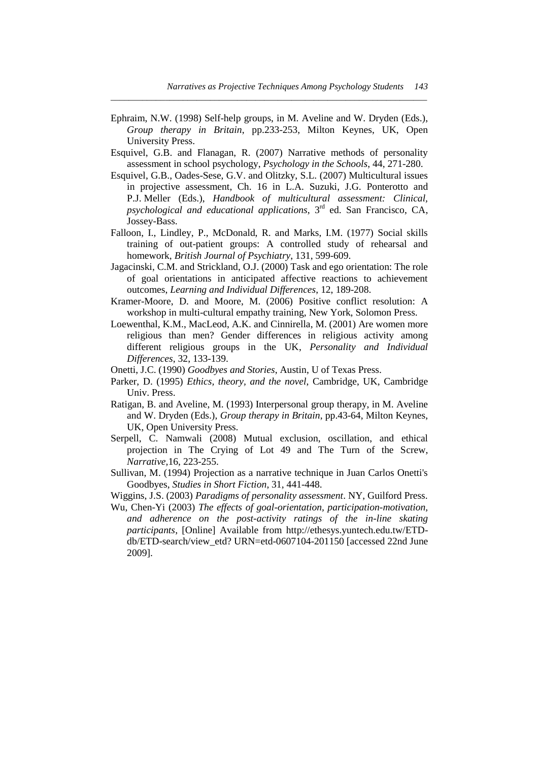Ephraim, N.W. (1998) Self-help groups, in M. Aveline and W. Dryden (Eds.), *Group therapy in Britain*, pp.233-253, Milton Keynes, UK, Open University Press.

Esquivel, G.B. and Flanagan, R. (2007) Narrative methods of personality assessment in school psychology, *Psychology in the Schools*, 44, 271-280.

Esquivel, G.B., Oades-Sese, G.V. and Olitzky, S.L. (2007) Multicultural issues in projective assessment, Ch. 16 in L.A. Suzuki, J.G. Ponterotto and P.J. Meller (Eds.), *Handbook of multicultural assessment: Clinical, psychological and educational applications*, 3rd ed. San Francisco, CA, Jossey-Bass.

Falloon, I., Lindley, P., McDonald, R. and Marks, I.M. (1977) Social skills training of out-patient groups: A controlled study of rehearsal and homework, *British Journal of Psychiatry*, 131, 599-609.

Jagacinski, C.M. and Strickland, O.J. (2000) Task and ego orientation: The role of goal orientations in anticipated affective reactions to achievement outcomes, *Learning and Individual Differences*, 12, 189-208.

Kramer-Moore, D. and Moore, M. (2006) Positive conflict resolution: A workshop in multi-cultural empathy training, New York, Solomon Press.

Loewenthal, K.M., MacLeod, A.K. and Cinnirella, M. (2001) Are women more religious than men? Gender differences in religious activity among different religious groups in the UK, *Personality and Individual Differences*, 32, 133-139.

Onetti, J.C. (1990) *Goodbyes and Stories*, Austin, U of Texas Press.

Parker, D. (1995) *Ethics, theory, and the novel*, Cambridge, UK, Cambridge Univ. Press.

Ratigan, B. and Aveline, M. (1993) Interpersonal group therapy, in M. Aveline and W. Dryden (Eds.), *Group therapy in Britain*, pp.43-64, Milton Keynes, UK, Open University Press.

Serpell, C. Namwali (2008) Mutual exclusion, oscillation, and ethical projection in The Crying of Lot 49 and The Turn of the Screw, *Narrative*,16, 223-255.

Sullivan, M. (1994) Projection as a narrative technique in Juan Carlos Onetti's Goodbyes, *Studies in Short Fiction*, 31, 441-448.

Wiggins, J.S. (2003) *Paradigms of personality assessment*. NY, Guilford Press.

Wu, Chen-Yi (2003) *The effects of goal-orientation, participation-motivation, and adherence on the post-activity ratings of the in-line skating participants*, [Online] Available from http://ethesys.yuntech.edu.tw/ETD-db/ETD-search/view_etd? URN=etd-0607104-201150 [accessed 22nd June 2009].